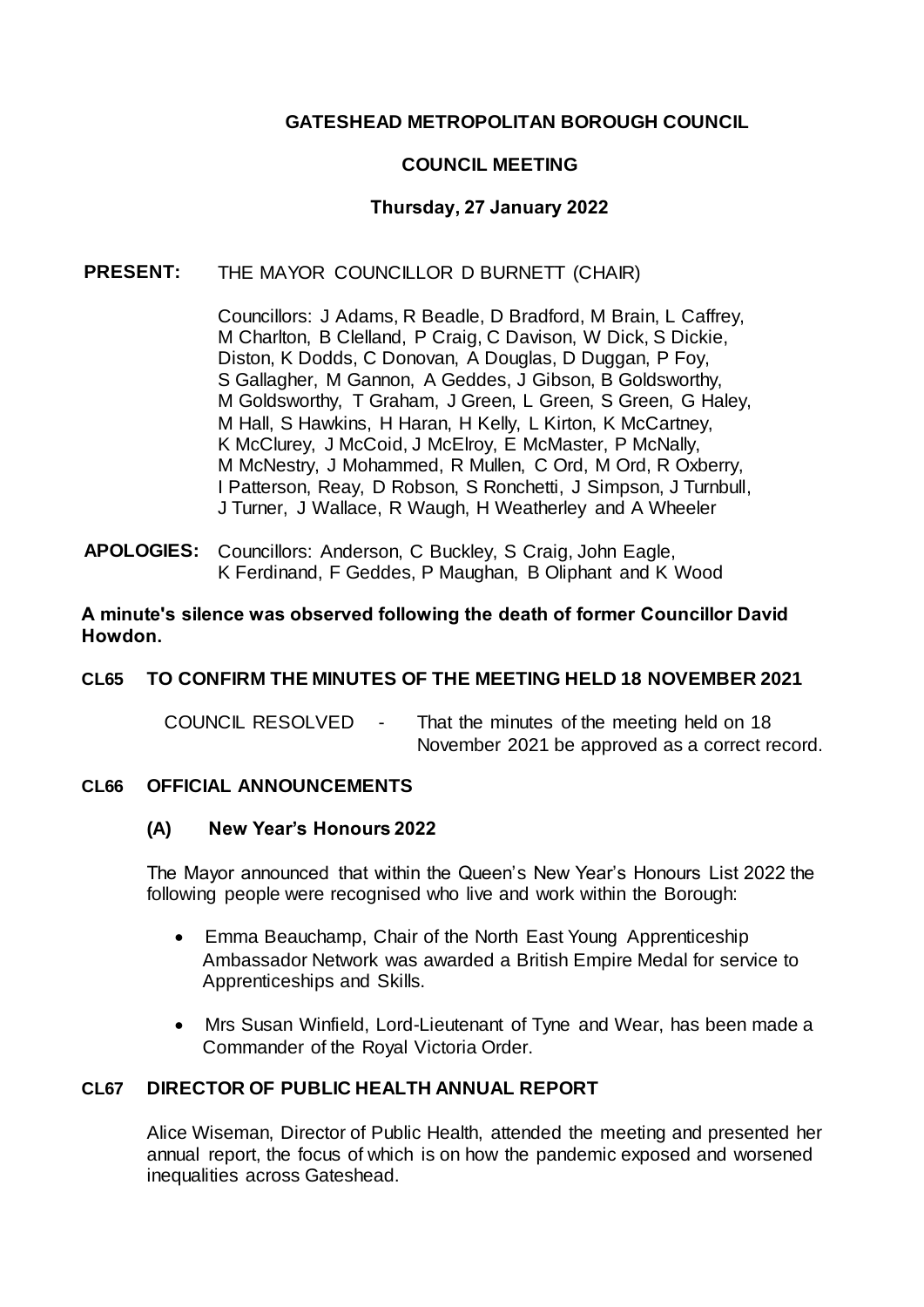# GATESHEAD METROPOLITAN BOROUGH COUNCIL

## COUNCIL MEETING

### Thursday, 27 January 2022

**PRESENT:** THE MAYOR COUNCILLOR D BURNETT (CHAIR)

Councillors: J Adams, R Beadle, D Bradford, M Brain, L Caffrey, M Charlton, B Clelland, P Craig, C Davison, W Dick, S Dickie, Diston, K Dodds, C Donovan, A Douglas, D Duggan, P Foy, S Gallagher, M Gannon, A Geddes, J Gibson, B Goldsworthy, M Goldsworthy, T Graham, J Green, L Green, S Green, G Haley, M Hall, S Hawkins, H Haran, H Kelly, L Kirton, K McCartney, K McClurey, J McCoid, J McElroy, E McMaster, P McNally, M McNestry, J Mohammed, R Mullen, C Ord, M Ord, R Oxberry, I Patterson, Reay, D Robson, S Ronchetti, J Simpson, J Turnbull, J Turner, J Wallace, R Waugh, H Weatherley and A Wheeler

**APOLOGIES:** Councillors: Anderson, C Buckley, S Craig, John Eagle, K Ferdinand, F Geddes, P Maughan, B Oliphant and K Wood

**A minute's silence was observed following the death of former Councillor David Howdon.**

### CL65 TO CONFIRM THE MINUTES OF THE MEETING HELD 18 NOVEMBER 2021

COUNCIL RESOLVED - That the minutes of the meeting held on 18 November 2021 be approved as a correct record.

### CL66 OFFICIAL ANNOUNCEMENTS

#### (A) New Year's Honours 2022

The Mayor announced that within the Queen's New Year's Honours List 2022 the following people were recognised who live and work within the Borough:

- Emma Beauchamp, Chair of the North East Young Apprenticeship Ambassador Network was awarded a British Empire Medal for service to Apprenticeships and Skills.
- Mrs Susan Winfield, Lord-Lieutenant of Tyne and Wear, has been made a Commander of the Royal Victoria Order.

### CL67 DIRECTOR OF PUBLIC HEALTH ANNUAL REPORT

Alice Wiseman, Director of Public Health, attended the meeting and presented her annual report, the focus of which is on how the pandemic exposed and worsened inequalities across Gateshead.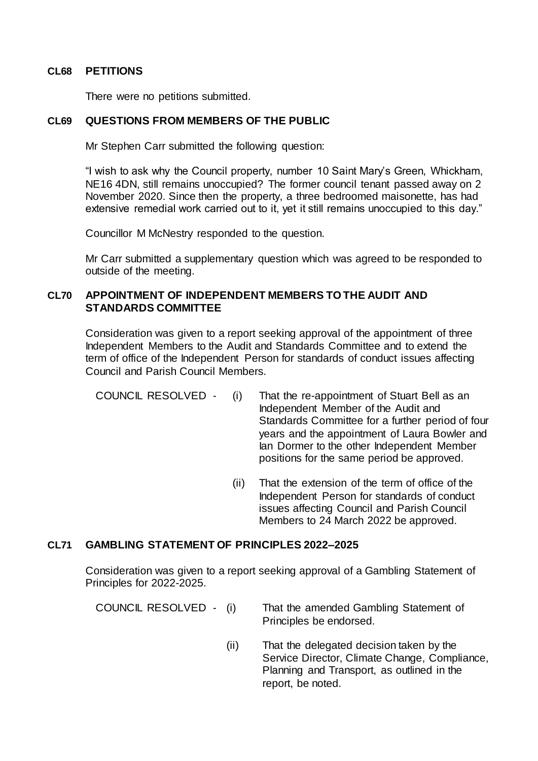### CL68 PETITIONS

There were no petitions submitted.

### CL69 QUESTIONS FROM MEMBERS OF THE PUBLIC

Mr Stephen Carr submitted the following question:

"I wish to ask why the Council property, number 10 Saint Mary's Green, Whickham, NE16 4DN, still remains unoccupied? The former council tenant passed away on 2 November 2020. Since then the property, a three bedroomed maisonette, has had extensive remedial work carried out to it, yet it still remains unoccupied to this day."

Councillor M McNestry responded to the question.

Mr Carr submitted a supplementary question which was agreed to be responded to outside of the meeting.

### CL70 APPOINTMENT OF INDEPENDENT MEMBERS TO THE AUDIT AND STANDARDS COMMITTEE

Consideration was given to a report seeking approval of the appointment of three Independent Members to the Audit and Standards Committee and to extend the term of office of the Independent Person for standards of conduct issues affecting Council and Parish Council Members.

COUNCIL RESOLVED -

(i) That the re-appointment of Stuart Bell as an Independent Member of the Audit and Standards Committee for a further period of four years and the appointment of Laura Bowler and Ian Dormer to the other Independent Member positions for the same period be approved.

(ii) That the extension of the term of office of the Independent Person for standards of conduct issues affecting Council and Parish Council Members to 24 March 2022 be approved.

### CL71 GAMBLING STATEMENT OF PRINCIPLES 2022–2025

Consideration was given to a report seeking approval of a Gambling Statement of Principles for 2022-2025.

COUNCIL RESOLVED -

(i) That the amended Gambling Statement of Principles be endorsed.

(ii) That the delegated decision taken by the Service Director, Climate Change, Compliance, Planning and Transport, as outlined in the report, be noted.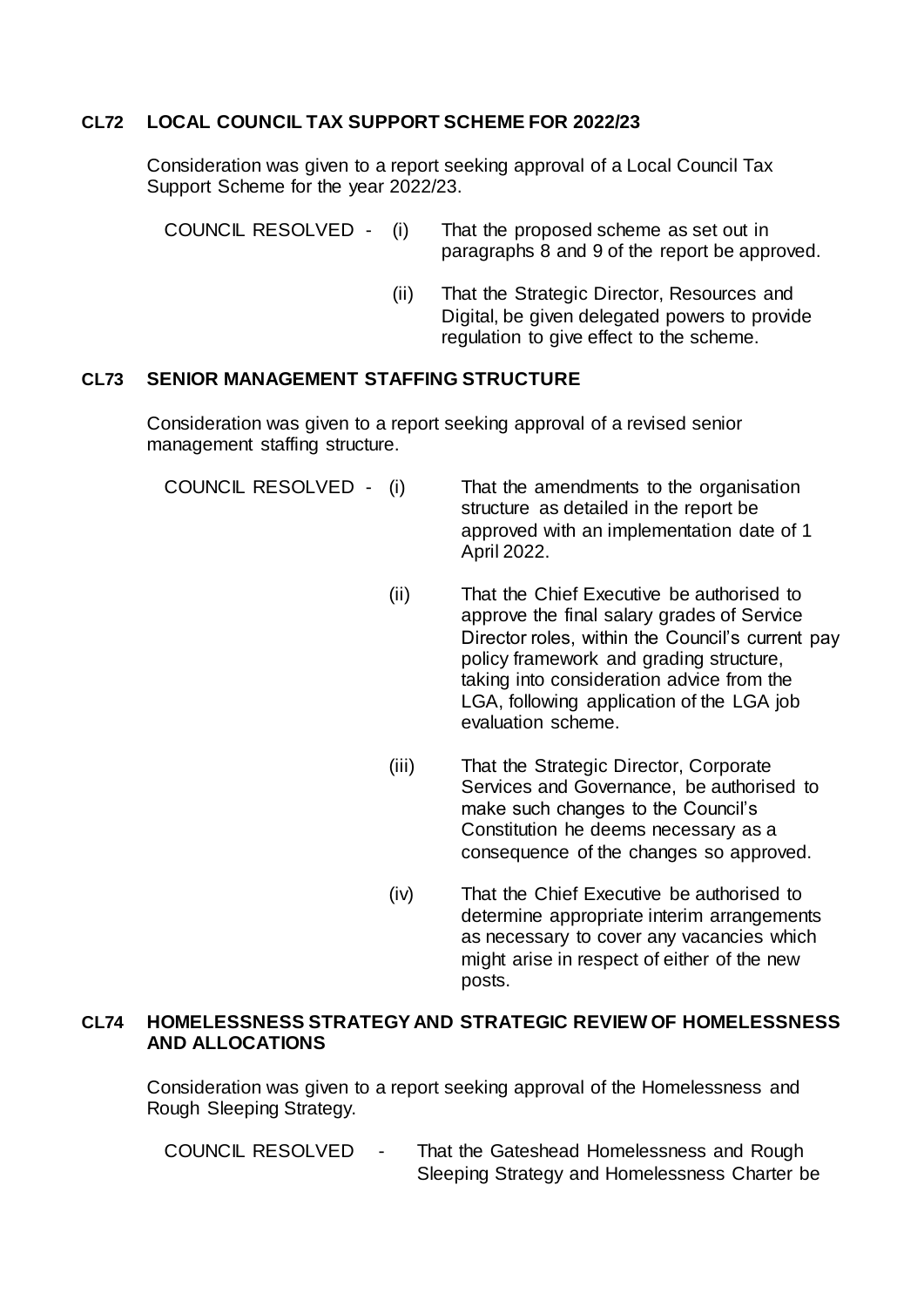### CL72 LOCAL COUNCIL TAX SUPPORT SCHEME FOR 2022/23

Consideration was given to a report seeking approval of a Local Council Tax Support Scheme for the year 2022/23.

COUNCIL RESOLVED -

(i) That the proposed scheme as set out in paragraphs 8 and 9 of the report be approved.

(ii) That the Strategic Director, Resources and Digital, be given delegated powers to provide regulation to give effect to the scheme.

### CL73 SENIOR MANAGEMENT STAFFING STRUCTURE

Consideration was given to a report seeking approval of a revised senior management staffing structure.

COUNCIL RESOLVED -

(i) That the amendments to the organisation structure as detailed in the report be approved with an implementation date of 1 April 2022.

(ii) That the Chief Executive be authorised to approve the final salary grades of Service Director roles, within the Council's current pay policy framework and grading structure, taking into consideration advice from the LGA, following application of the LGA job evaluation scheme.

(iii) That the Strategic Director, Corporate Services and Governance, be authorised to make such changes to the Council's Constitution he deems necessary as a consequence of the changes so approved.

(iv) That the Chief Executive be authorised to determine appropriate interim arrangements as necessary to cover any vacancies which might arise in respect of either of the new posts.

### CL74 HOMELESSNESS STRATEGY AND STRATEGIC REVIEW OF HOMELESSNESS AND ALLOCATIONS

Consideration was given to a report seeking approval of the Homelessness and Rough Sleeping Strategy.

COUNCIL RESOLVED - That the Gateshead Homelessness and Rough Sleeping Strategy and Homelessness Charter be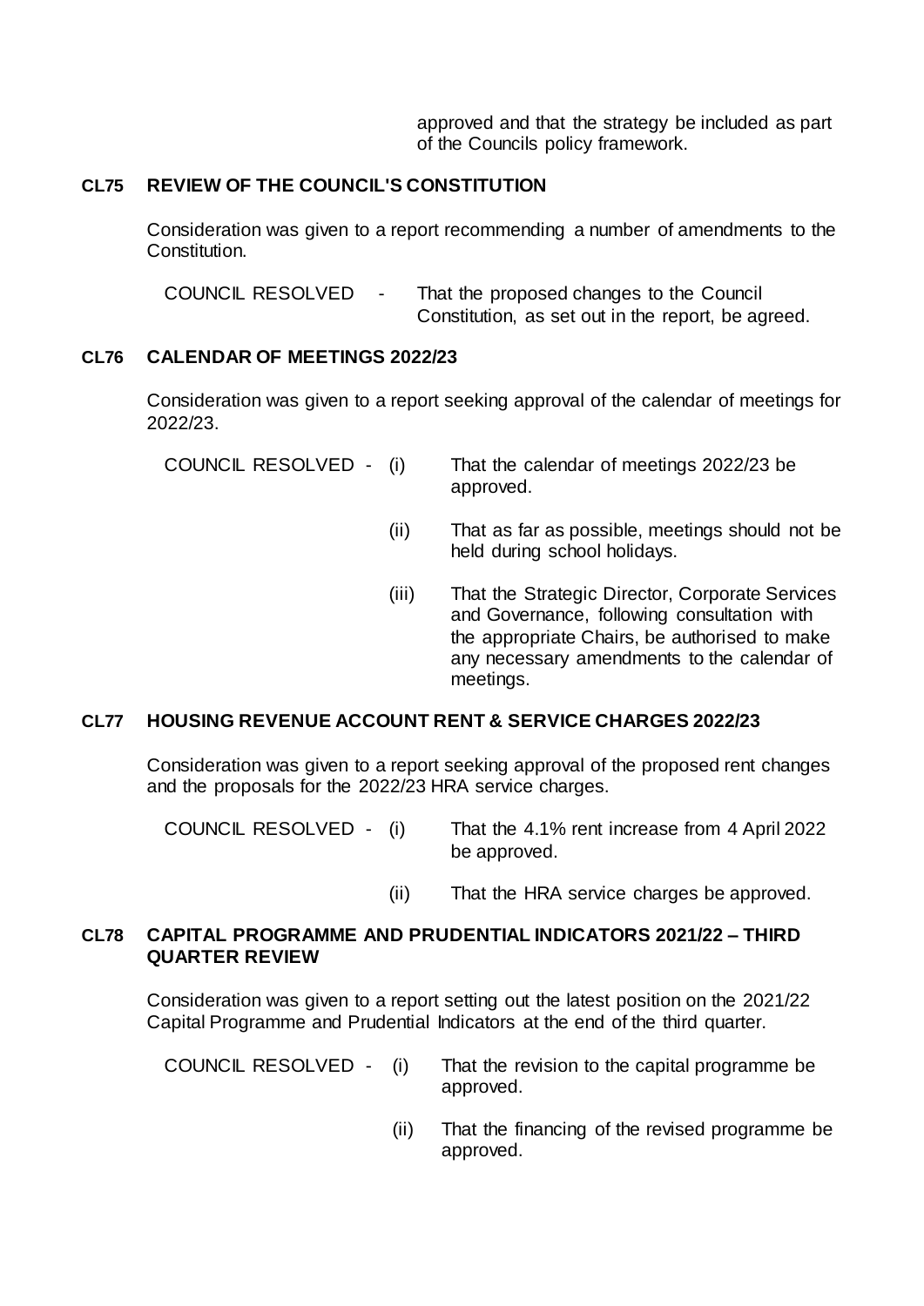approved and that the strategy be included as part of the Councils policy framework.

### CL75 REVIEW OF THE COUNCIL'S CONSTITUTION

Consideration was given to a report recommending a number of amendments to the Constitution.

COUNCIL RESOLVED - That the proposed changes to the Council Constitution, as set out in the report, be agreed.

### CL76 CALENDAR OF MEETINGS 2022/23

Consideration was given to a report seeking approval of the calendar of meetings for 2022/23.

COUNCIL RESOLVED -

(i) That the calendar of meetings 2022/23 be approved.

(ii) That as far as possible, meetings should not be held during school holidays.

(iii) That the Strategic Director, Corporate Services and Governance, following consultation with the appropriate Chairs, be authorised to make any necessary amendments to the calendar of meetings.

### CL77 HOUSING REVENUE ACCOUNT RENT & SERVICE CHARGES 2022/23

Consideration was given to a report seeking approval of the proposed rent changes and the proposals for the 2022/23 HRA service charges.

COUNCIL RESOLVED -

(i) That the 4.1% rent increase from 4 April 2022 be approved.

(ii) That the HRA service charges be approved.

### CL78 CAPITAL PROGRAMME AND PRUDENTIAL INDICATORS 2021/22 – THIRD QUARTER REVIEW

Consideration was given to a report setting out the latest position on the 2021/22 Capital Programme and Prudential Indicators at the end of the third quarter.

COUNCIL RESOLVED -

(i) That the revision to the capital programme be approved.

(ii) That the financing of the revised programme be approved.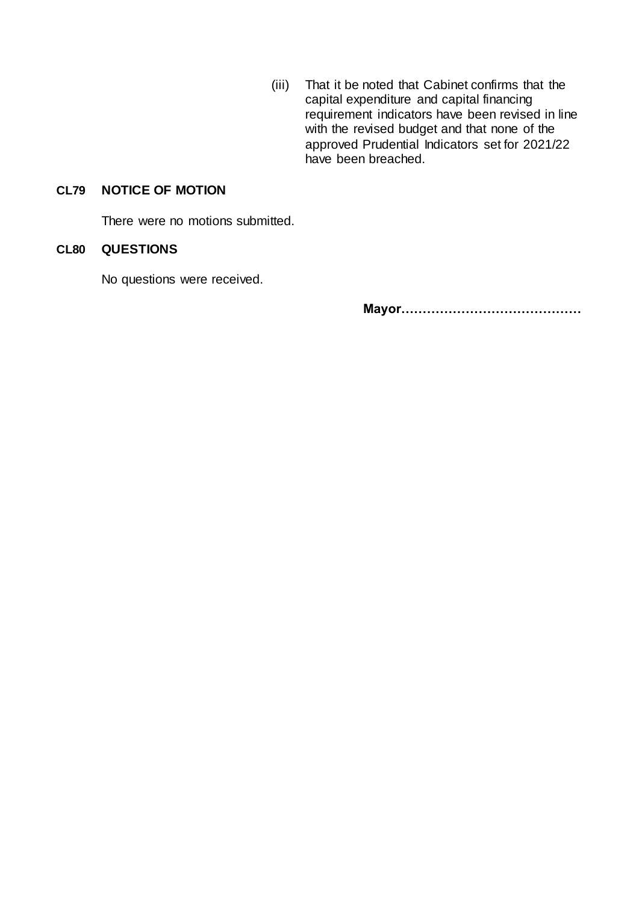(iii) That it be noted that Cabinet confirms that the capital expenditure and capital financing requirement indicators have been revised in line with the revised budget and that none of the approved Prudential Indicators set for 2021/22 have been breached.

**CL79 NOTICE OF MOTION**

There were no motions submitted.

**CL80 QUESTIONS**

No questions were received.

**Mayor……………………………………**